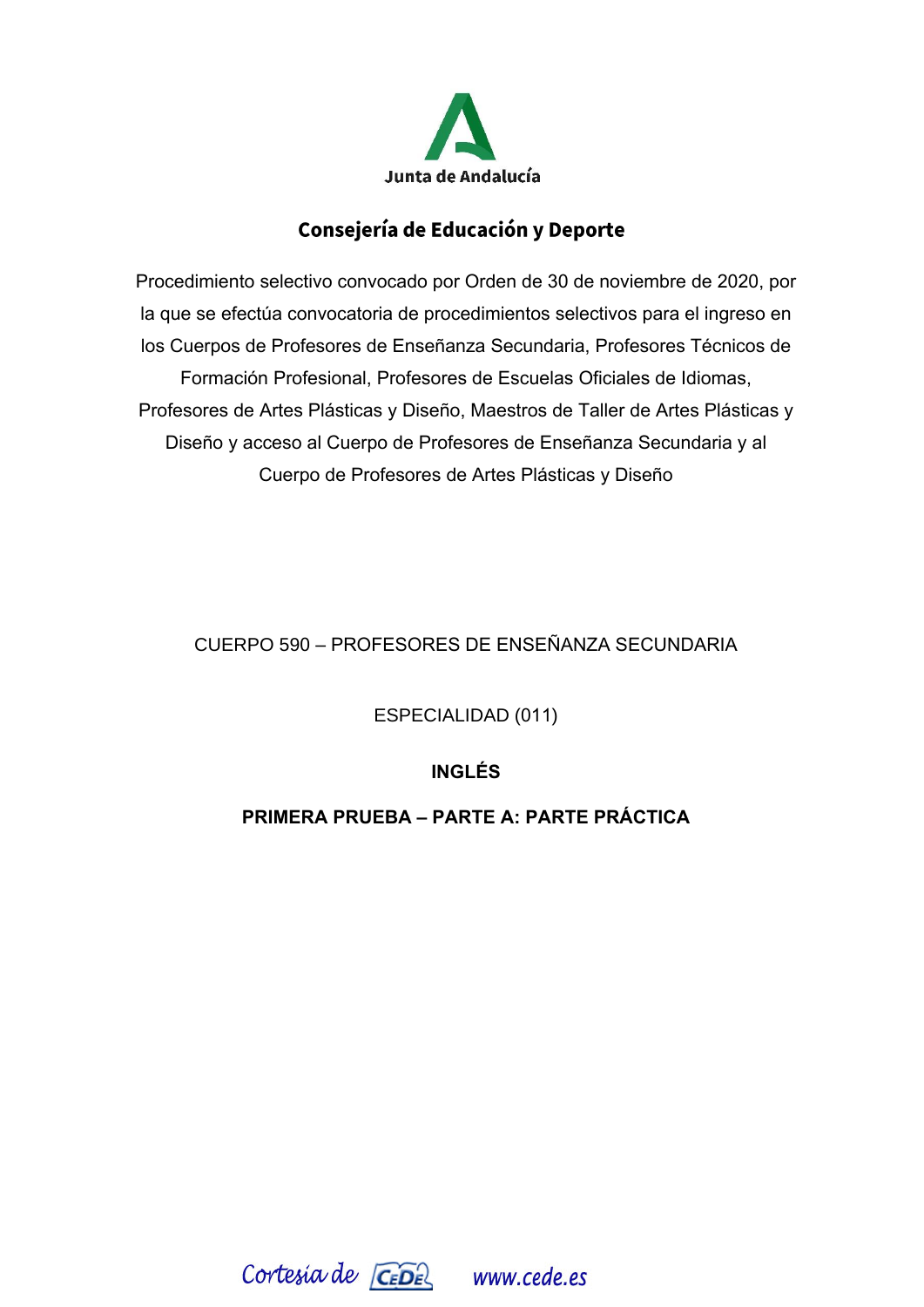Junta de Andalucía

## Consejería de Educación y Deporte

Procedimiento selectivo convocado por Orden de 30 de noviembre de 2020, por la que se efectúa convocatoria de procedimientos selectivos para el ingreso en los Cuerpos de Profesores de Enseñanza Secundaria, Profesores Técnicos de Formación Profesional, Profesores de Escuelas Oficiales de Idiomas, Profesores de Artes Plásticas y Diseño, Maestros de Taller de Artes Plásticas y Diseño y acceso al Cuerpo de Profesores de Enseñanza Secundaria y al Cuerpo de Profesores de Artes Plásticas y Diseño

CUERPO 590 – PROFESORES DE ENSEÑANZA SECUNDARIA

ESPECIALIDAD (011)

**INGLÉS**

**PRIMERA PRUEBA – PARTE A: PARTE PRÁCTICA**

Cortesía de CeDe www.cede.es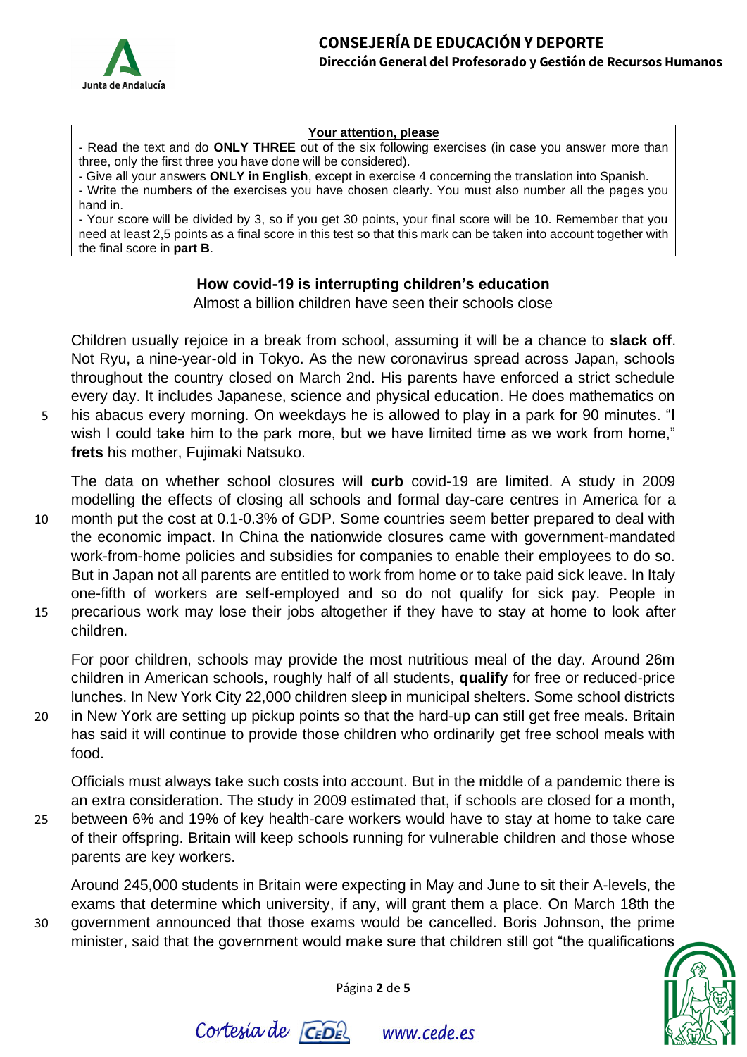**Your attention, please**

- Read the text and do **ONLY THREE** out of the six following exercises (in case you answer more than three, only the first three you have done will be considered).
- Give all your answers **ONLY in English**, except in exercise 4 concerning the translation into Spanish.
- Write the numbers of the exercises you have chosen clearly. You must also number all the pages you hand in.
- Your score will be divided by 3, so if you get 30 points, your final score will be 10. Remember that you need at least 2,5 points as a final score in this test so that this mark can be taken into account together with the final score in **part B**.

## How covid-19 is interrupting children's education

Almost a billion children have seen their schools close

Children usually rejoice in a break from school, assuming it will be a chance to **slack off**. Not Ryu, a nine-year-old in Tokyo. As the new coronavirus spread across Japan, schools throughout the country closed on March 2nd. His parents have enforced a strict schedule every day. It includes Japanese, science and physical education. He does mathematics on his abacus every morning. On weekdays he is allowed to play in a park for 90 minutes. "I wish I could take him to the park more, but we have limited time as we work from home," **frets** his mother, Fujimaki Natsuko.

The data on whether school closures will **curb** covid-19 are limited. A study in 2009 modelling the effects of closing all schools and formal day-care centres in America for a month put the cost at 0.1-0.3% of GDP. Some countries seem better prepared to deal with the economic impact. In China the nationwide closures came with government-mandated work-from-home policies and subsidies for companies to enable their employees to do so. But in Japan not all parents are entitled to work from home or to take paid sick leave. In Italy one-fifth of workers are self-employed and so do not qualify for sick pay. People in precarious work may lose their jobs altogether if they have to stay at home to look after children.

For poor children, schools may provide the most nutritious meal of the day. Around 26m children in American schools, roughly half of all students, **qualify** for free or reduced-price lunches. In New York City 22,000 children sleep in municipal shelters. Some school districts in New York are setting up pickup points so that the hard-up can still get free meals. Britain has said it will continue to provide those children who ordinarily get free school meals with food.

Officials must always take such costs into account. But in the middle of a pandemic there is an extra consideration. The study in 2009 estimated that, if schools are closed for a month, between 6% and 19% of key health-care workers would have to stay at home to take care of their offspring. Britain will keep schools running for vulnerable children and those whose parents are key workers.

Around 245,000 students in Britain were expecting in May and June to sit their A-levels, the exams that determine which university, if any, will grant them a place. On March 18th the government announced that those exams would be cancelled. Boris Johnson, the prime minister, said that the government would make sure that children still got "the qualifications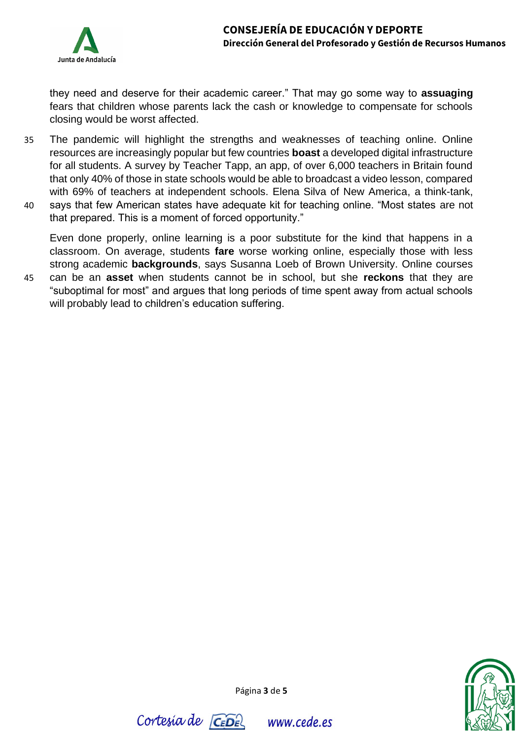they need and deserve for their academic career." That may go some way to **assuaging** fears that children whose parents lack the cash or knowledge to compensate for schools closing would be worst affected.

35 The pandemic will highlight the strengths and weaknesses of teaching online. Online resources are increasingly popular but few countries **boast** a developed digital infrastructure for all students. A survey by Teacher Tapp, an app, of over 6,000 teachers in Britain found that only 40% of those in state schools would be able to broadcast a video lesson, compared with 69% of teachers at independent schools. Elena Silva of New America, a think-tank,
40 says that few American states have adequate kit for teaching online. "Most states are not that prepared. This is a moment of forced opportunity."

Even done properly, online learning is a poor substitute for the kind that happens in a classroom. On average, students **fare** worse working online, especially those with less strong academic **backgrounds**, says Susanna Loeb of Brown University. Online courses
45 can be an **asset** when students cannot be in school, but she **reckons** that they are "suboptimal for most" and argues that long periods of time spent away from actual schools will probably lead to children's education suffering.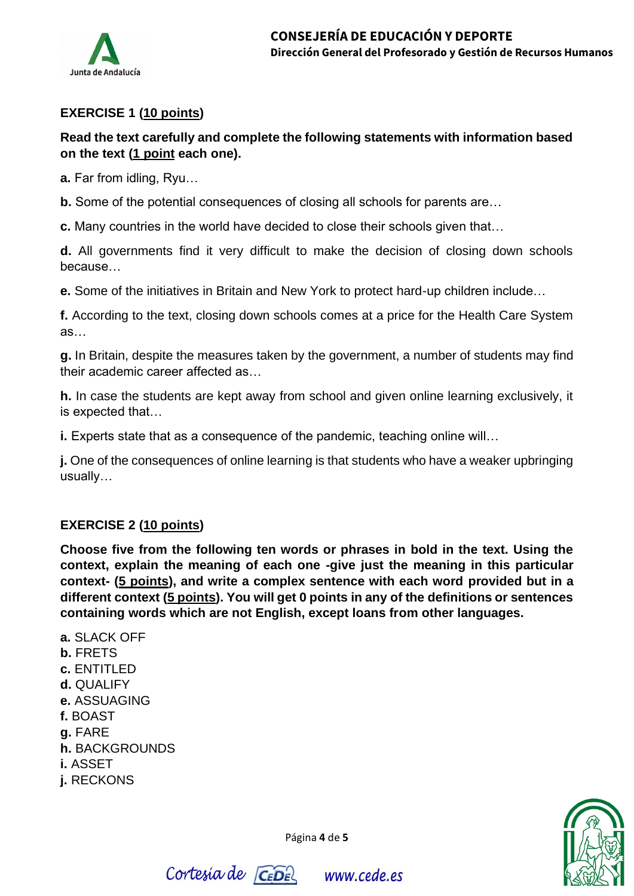**EXERCISE 1 (10 points)**

**Read the text carefully and complete the following statements with information based on the text (1 point each one).**

**a.** Far from idling, Ryu…

**b.** Some of the potential consequences of closing all schools for parents are…

**c.** Many countries in the world have decided to close their schools given that…

**d.** All governments find it very difficult to make the decision of closing down schools because…

**e.** Some of the initiatives in Britain and New York to protect hard-up children include…

**f.** According to the text, closing down schools comes at a price for the Health Care System as…

**g.** In Britain, despite the measures taken by the government, a number of students may find their academic career affected as…

**h.** In case the students are kept away from school and given online learning exclusively, it is expected that…

**i.** Experts state that as a consequence of the pandemic, teaching online will…

**j.** One of the consequences of online learning is that students who have a weaker upbringing usually…

**EXERCISE 2 (10 points)**

**Choose five from the following ten words or phrases in bold in the text. Using the context, explain the meaning of each one -give just the meaning in this particular context- (5 points), and write a complex sentence with each word provided but in a different context (5 points). You will get 0 points in any of the definitions or sentences containing words which are not English, except loans from other languages.**

**a.** SLACK OFF
**b.** FRETS
**c.** ENTITLED
**d.** QUALIFY
**e.** ASSUAGING
**f.** BOAST
**g.** FARE
**h.** BACKGROUNDS
**i.** ASSET
**j.** RECKONS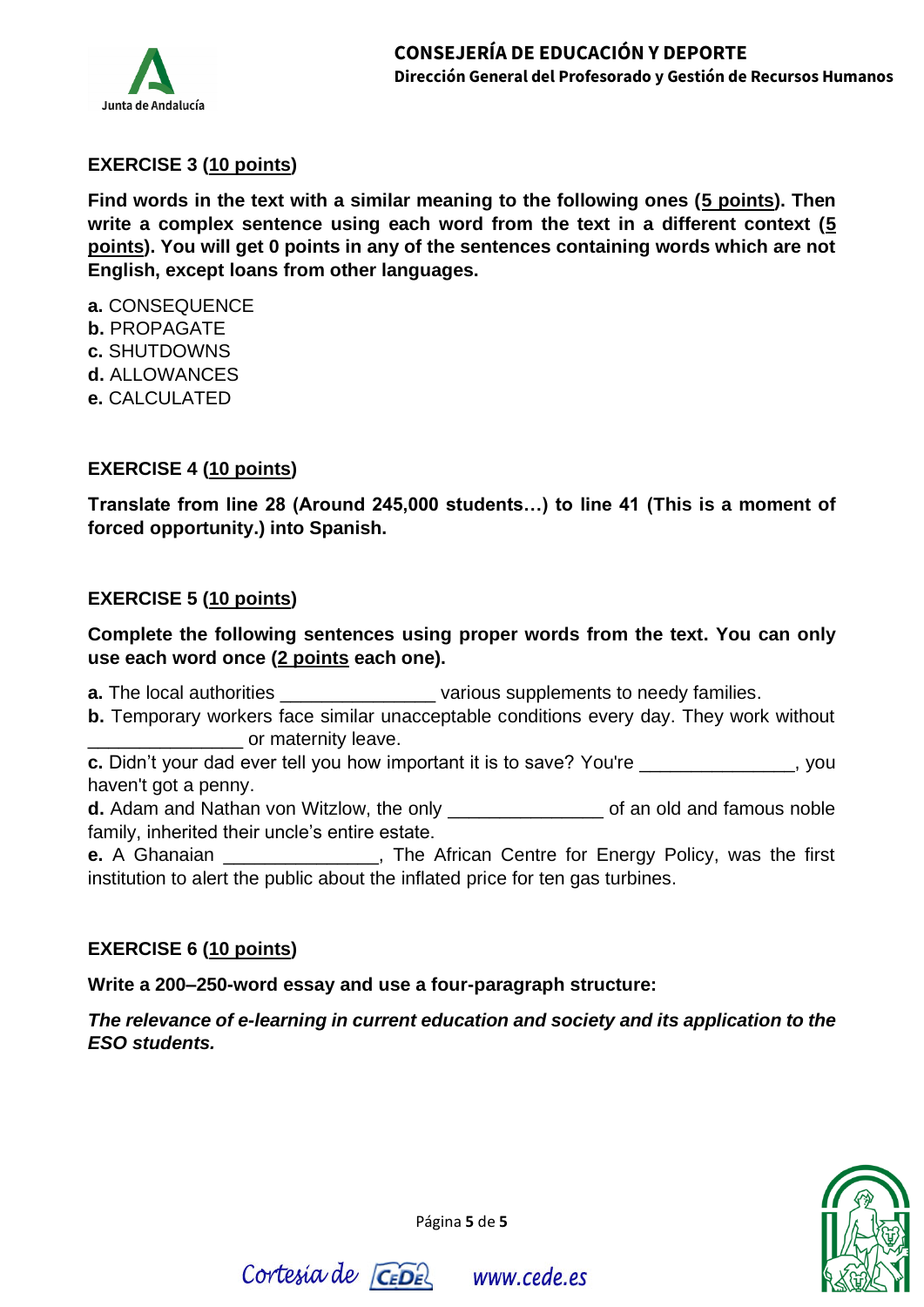**EXERCISE 3 (10 points)**

**Find words in the text with a similar meaning to the following ones (5 points). Then write a complex sentence using each word from the text in a different context (5 points). You will get 0 points in any of the sentences containing words which are not English, except loans from other languages.**

**a.** CONSEQUENCE
**b.** PROPAGATE
**c.** SHUTDOWNS
**d.** ALLOWANCES
**e.** CALCULATED

**EXERCISE 4 (10 points)**

**Translate from line 28 (Around 245,000 students…) to line 41 (This is a moment of forced opportunity.) into Spanish.**

**EXERCISE 5 (10 points)**

**Complete the following sentences using proper words from the text. You can only use each word once (2 points each one).**

**a.** The local authorities _______________ various supplements to needy families.

**b.** Temporary workers face similar unacceptable conditions every day. They work without _______________ or maternity leave.

**c.** Didn't your dad ever tell you how important it is to save? You're _______________, you haven't got a penny.

**d.** Adam and Nathan von Witzlow, the only _______________ of an old and famous noble family, inherited their uncle's entire estate.

**e.** A Ghanaian _______________, The African Centre for Energy Policy, was the first institution to alert the public about the inflated price for ten gas turbines.

**EXERCISE 6 (10 points)**

**Write a 200–250-word essay and use a four-paragraph structure:**

***The relevance of e-learning in current education and society and its application to the ESO students.***